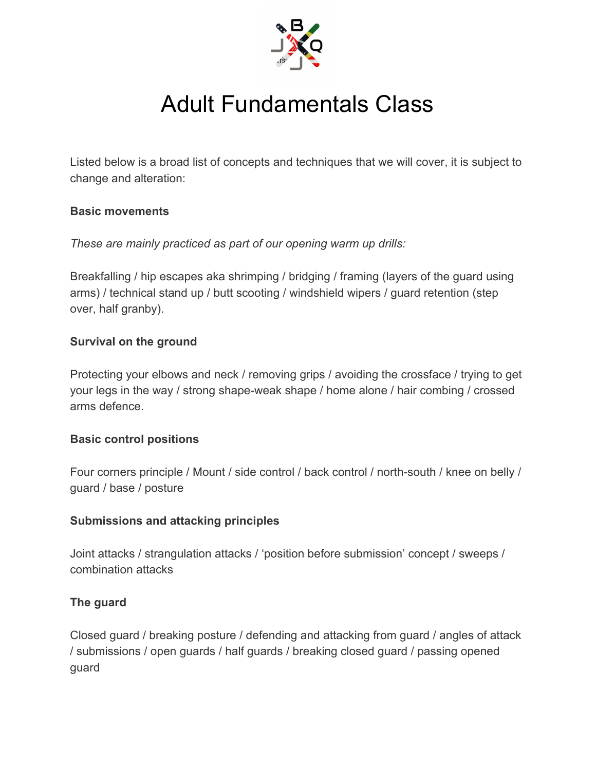# Adult Fundamentals Class

Listed below is a broad list of concepts and techniques that we will cover, it is subject to change and alteration:

**Basic movements**

*These are mainly practiced as part of our opening warm up drills:*

Breakfalling / hip escapes aka shrimping / bridging / framing (layers of the guard using arms) / technical stand up / butt scooting / windshield wipers / guard retention (step over, half granby).

**Survival on the ground**

Protecting your elbows and neck / removing grips / avoiding the crossface / trying to get your legs in the way / strong shape-weak shape / home alone / hair combing / crossed arms defence.

**Basic control positions**

Four corners principle / Mount / side control / back control / north-south / knee on belly / guard / base / posture

**Submissions and attacking principles**

Joint attacks / strangulation attacks / 'position before submission' concept / sweeps / combination attacks

**The guard**

Closed guard / breaking posture / defending and attacking from guard / angles of attack / submissions / open guards / half guards / breaking closed guard / passing opened guard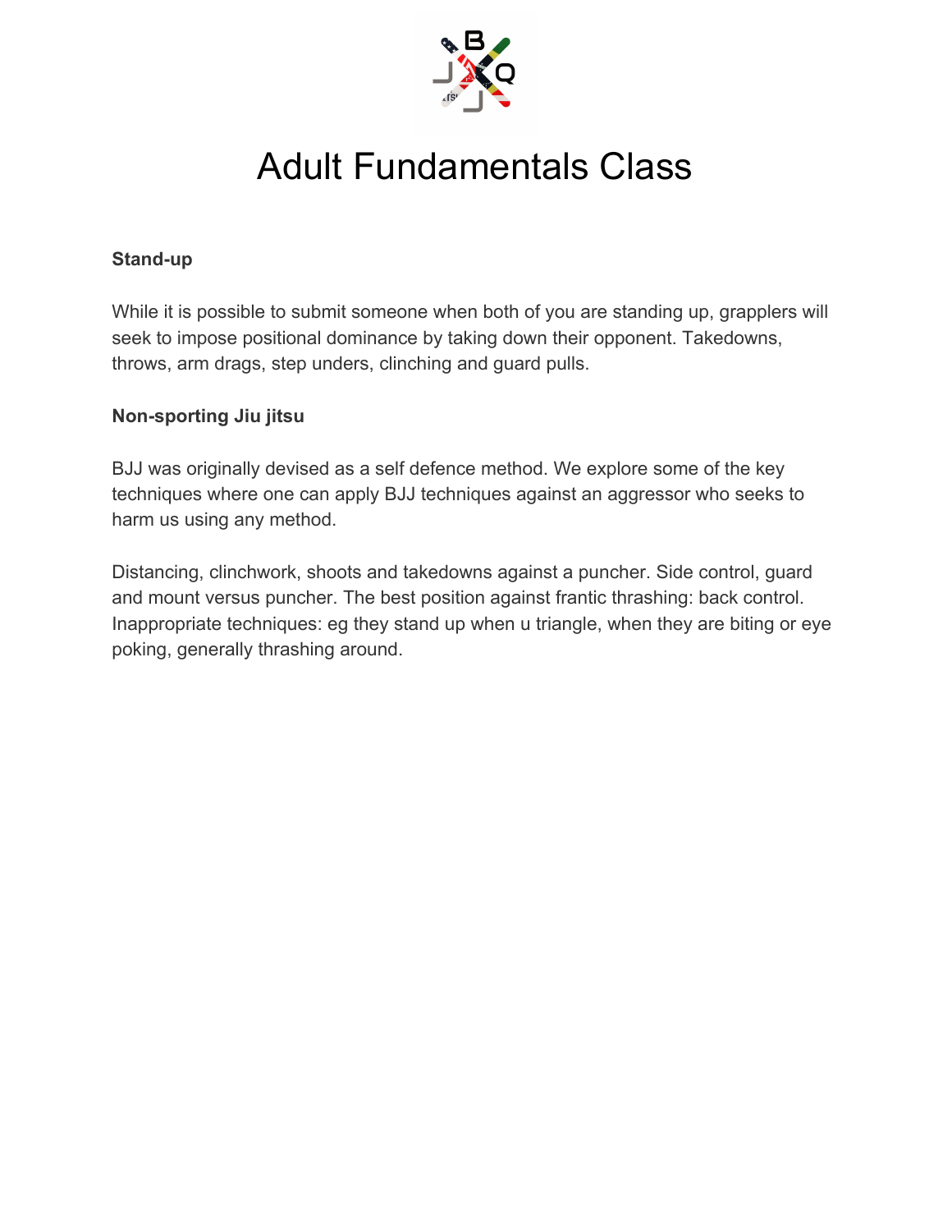# Adult Fundamentals Class

**Stand-up**

While it is possible to submit someone when both of you are standing up, grapplers will seek to impose positional dominance by taking down their opponent. Takedowns, throws, arm drags, step unders, clinching and guard pulls.

**Non-sporting Jiu jitsu**

BJJ was originally devised as a self defence method. We explore some of the key techniques where one can apply BJJ techniques against an aggressor who seeks to harm us using any method.

Distancing, clinchwork, shoots and takedowns against a puncher. Side control, guard and mount versus puncher. The best position against frantic thrashing: back control. Inappropriate techniques: eg they stand up when u triangle, when they are biting or eye poking, generally thrashing around.